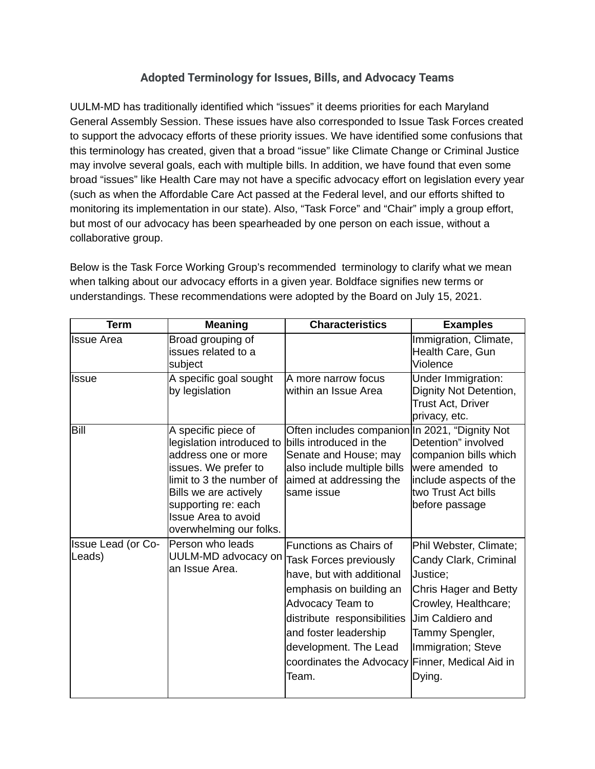# Adopted Terminology for Issues, Bills, and Advocacy Teams

UULM-MD has traditionally identified which "issues" it deems priorities for each Maryland General Assembly Session. These issues have also corresponded to Issue Task Forces created to support the advocacy efforts of these priority issues. We have identified some confusions that this terminology has created, given that a broad "issue" like Climate Change or Criminal Justice may involve several goals, each with multiple bills. In addition, we have found that even some broad "issues" like Health Care may not have a specific advocacy effort on legislation every year (such as when the Affordable Care Act passed at the Federal level, and our efforts shifted to monitoring its implementation in our state). Also, "Task Force" and "Chair" imply a group effort, but most of our advocacy has been spearheaded by one person on each issue, without a collaborative group.

Below is the Task Force Working Group's recommended terminology to clarify what we mean when talking about our advocacy efforts in a given year. Boldface signifies new terms or understandings. These recommendations were adopted by the Board on July 15, 2021.

| Term | Meaning | Characteristics | Examples |
|---|---|---|---|
| Issue Area | Broad grouping of issues related to a subject | | Immigration, Climate, Health Care, Gun Violence |
| Issue | A specific goal sought by legislation | A more narrow focus within an Issue Area | Under Immigration: Dignity Not Detention, Trust Act, Driver privacy, etc. |
| Bill | A specific piece of legislation introduced to address one or more issues. We prefer to limit to 3 the number of Bills we are actively supporting re: each Issue Area to avoid overwhelming our folks. | Often includes companion bills introduced in the Senate and House; may also include multiple bills aimed at addressing the same issue | In 2021, "Dignity Not Detention" involved companion bills which were amended to include aspects of the two Trust Act bills before passage |
| Issue Lead (or Co-Leads) | Person who leads UULM-MD advocacy on an Issue Area. | Functions as Chairs of Task Forces previously have, but with additional emphasis on building an Advocacy Team to distribute responsibilities and foster leadership development. The Lead coordinates the Advocacy Team. | Phil Webster, Climate; Candy Clark, Criminal Justice; Chris Hager and Betty Crowley, Healthcare; Jim Caldiero and Tammy Spengler, Immigration; Steve Finner, Medical Aid in Dying. |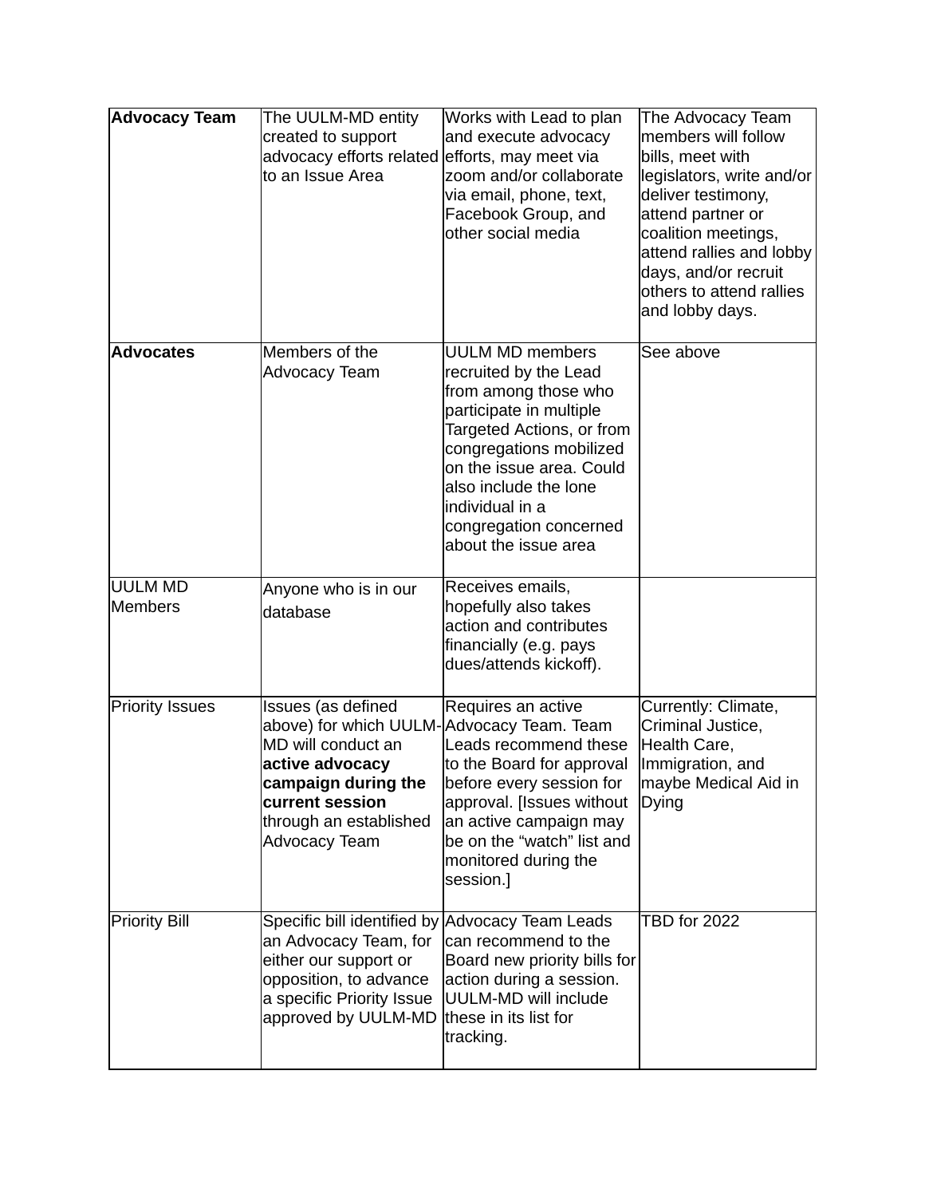| **Advocacy Team** | The UULM-MD entity created to support advocacy efforts related to an Issue Area | Works with Lead to plan and execute advocacy efforts, may meet via zoom and/or collaborate via email, phone, text, Facebook Group, and other social media | The Advocacy Team members will follow bills, meet with legislators, write and/or deliver testimony, attend partner or coalition meetings, attend rallies and lobby days, and/or recruit others to attend rallies and lobby days. |
|---|---|---|---|
| **Advocates** | Members of the Advocacy Team | UULM MD members recruited by the Lead from among those who participate in multiple Targeted Actions, or from congregations mobilized on the issue area. Could also include the lone individual in a congregation concerned about the issue area | See above |
| UULM MD Members | Anyone who is in our database | Receives emails, hopefully also takes action and contributes financially (e.g. pays dues/attends kickoff). | |
| Priority Issues | Issues (as defined above) for which UULM-MD will conduct an **active advocacy campaign during the current session** through an established Advocacy Team | Requires an active Advocacy Team. Team Leads recommend these to the Board for approval before every session for approval. [Issues without an active campaign may be on the "watch" list and monitored during the session.] | Currently: Climate, Criminal Justice, Health Care, Immigration, and maybe Medical Aid in Dying |
| Priority Bill | Specific bill identified by an Advocacy Team, for either our support or opposition, to advance a specific Priority Issue approved by UULM-MD | Advocacy Team Leads can recommend to the Board new priority bills for action during a session. UULM-MD will include these in its list for tracking. | TBD for 2022 |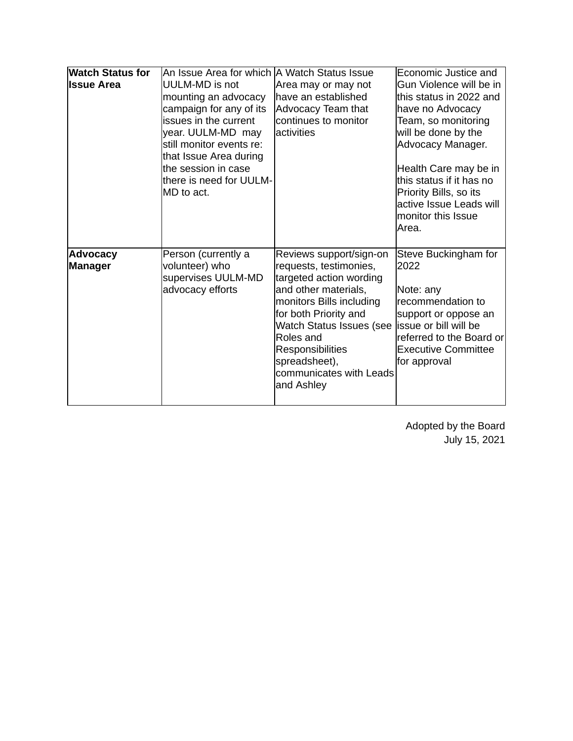| | | | |
|---|---|---|---|
| **Watch Status for Issue Area** | An Issue Area for which UULM-MD is not mounting an advocacy campaign for any of its issues in the current year. UULM-MD may still monitor events re: that Issue Area during the session in case there is need for UULM-MD to act. | A Watch Status Issue Area may or may not have an established Advocacy Team that continues to monitor activities | Economic Justice and Gun Violence will be in this status in 2022 and have no Advocacy Team, so monitoring will be done by the Advocacy Manager.<br><br>Health Care may be in this status if it has no Priority Bills, so its active Issue Leads will monitor this Issue Area. |
| **Advocacy Manager** | Person (currently a volunteer) who supervises UULM-MD advocacy efforts | Reviews support/sign-on requests, testimonies, targeted action wording and other materials, monitors Bills including for both Priority and Watch Status Issues (see Roles and Responsibilities spreadsheet), communicates with Leads and Ashley | Steve Buckingham for 2022<br><br>Note: any recommendation to support or oppose an issue or bill will be referred to the Board or Executive Committee for approval |

Adopted by the Board
July 15, 2021